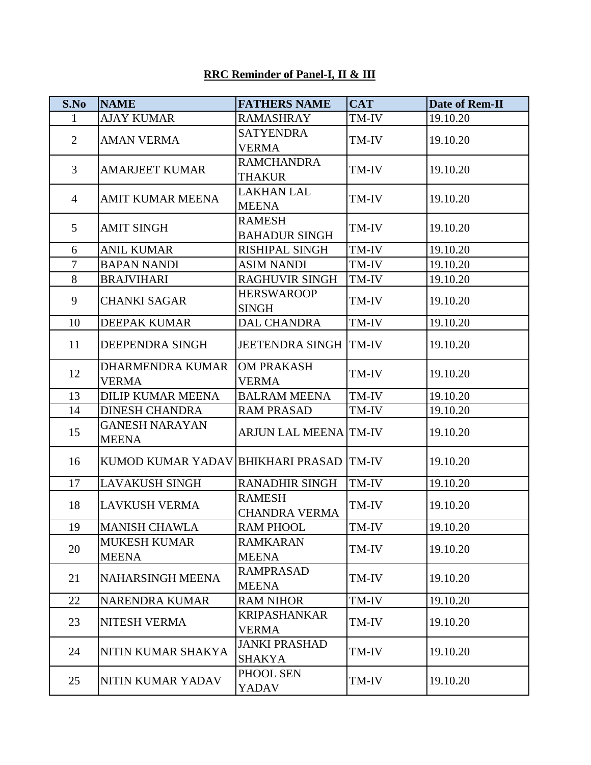**RRC Reminder of Panel-I, II & III**

| S.No | NAME | FATHERS NAME | CAT | Date of Rem-II |
|---|---|---|---|---|
| 1 | AJAY KUMAR | RAMASHRAY | TM-IV | 19.10.20 |
| 2 | AMAN VERMA | SATYENDRA VERMA | TM-IV | 19.10.20 |
| 3 | AMARJEET KUMAR | RAMCHANDRA THAKUR | TM-IV | 19.10.20 |
| 4 | AMIT KUMAR MEENA | LAKHAN LAL MEENA | TM-IV | 19.10.20 |
| 5 | AMIT SINGH | RAMESH BAHADUR SINGH | TM-IV | 19.10.20 |
| 6 | ANIL KUMAR | RISHIPAL SINGH | TM-IV | 19.10.20 |
| 7 | BAPAN NANDI | ASIM NANDI | TM-IV | 19.10.20 |
| 8 | BRAJVIHARI | RAGHUVIR SINGH | TM-IV | 19.10.20 |
| 9 | CHANKI SAGAR | HERSWAROOP SINGH | TM-IV | 19.10.20 |
| 10 | DEEPAK KUMAR | DAL CHANDRA | TM-IV | 19.10.20 |
| 11 | DEEPENDRA SINGH | JEETENDRA SINGH | TM-IV | 19.10.20 |
| 12 | DHARMENDRA KUMAR VERMA | OM PRAKASH VERMA | TM-IV | 19.10.20 |
| 13 | DILIP KUMAR MEENA | BALRAM MEENA | TM-IV | 19.10.20 |
| 14 | DINESH CHANDRA | RAM PRASAD | TM-IV | 19.10.20 |
| 15 | GANESH NARAYAN MEENA | ARJUN LAL MEENA | TM-IV | 19.10.20 |
| 16 | KUMOD KUMAR YADAV | BHIKHARI PRASAD | TM-IV | 19.10.20 |
| 17 | LAVAKUSH SINGH | RANADHIR SINGH | TM-IV | 19.10.20 |
| 18 | LAVKUSH VERMA | RAMESH CHANDRA VERMA | TM-IV | 19.10.20 |
| 19 | MANISH CHAWLA | RAM PHOOL | TM-IV | 19.10.20 |
| 20 | MUKESH KUMAR MEENA | RAMKARAN MEENA | TM-IV | 19.10.20 |
| 21 | NAHARSINGH MEENA | RAMPRASAD MEENA | TM-IV | 19.10.20 |
| 22 | NARENDRA KUMAR | RAM NIHOR | TM-IV | 19.10.20 |
| 23 | NITESH VERMA | KRIPASHANKAR VERMA | TM-IV | 19.10.20 |
| 24 | NITIN KUMAR SHAKYA | JANKI PRASHAD SHAKYA | TM-IV | 19.10.20 |
| 25 | NITIN KUMAR YADAV | PHOOL SEN YADAV | TM-IV | 19.10.20 |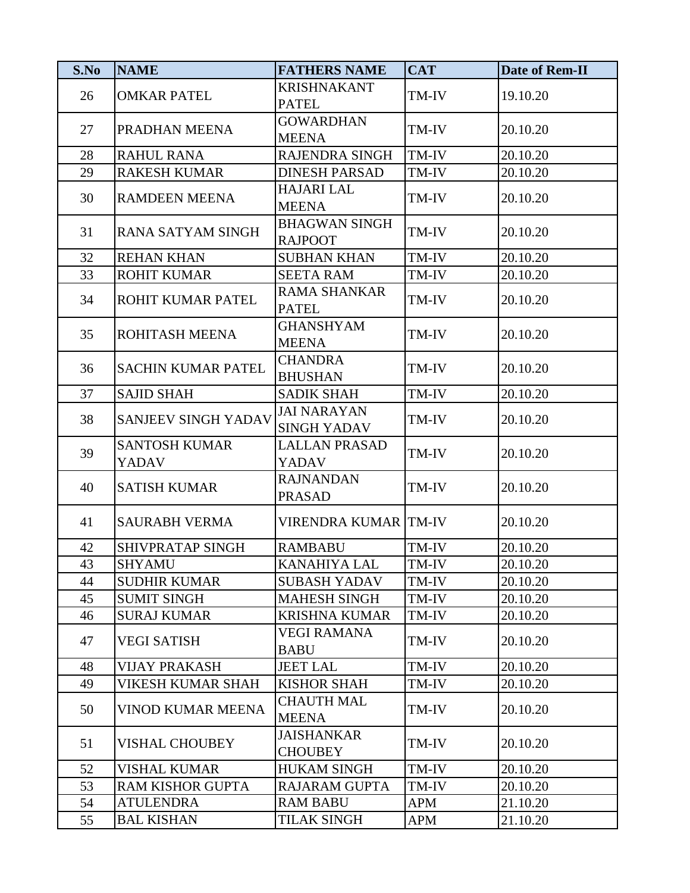| S.No | NAME | FATHERS NAME | CAT | Date of Rem-II |
|---|---|---|---|---|
| 26 | OMKAR PATEL | KRISHNAKANT PATEL | TM-IV | 19.10.20 |
| 27 | PRADHAN MEENA | GOWARDHAN MEENA | TM-IV | 20.10.20 |
| 28 | RAHUL RANA | RAJENDRA SINGH | TM-IV | 20.10.20 |
| 29 | RAKESH KUMAR | DINESH PARSAD | TM-IV | 20.10.20 |
| 30 | RAMDEEN MEENA | HAJARI LAL MEENA | TM-IV | 20.10.20 |
| 31 | RANA SATYAM SINGH | BHAGWAN SINGH RAJPOOT | TM-IV | 20.10.20 |
| 32 | REHAN KHAN | SUBHAN KHAN | TM-IV | 20.10.20 |
| 33 | ROHIT KUMAR | SEETA RAM | TM-IV | 20.10.20 |
| 34 | ROHIT KUMAR PATEL | RAMA SHANKAR PATEL | TM-IV | 20.10.20 |
| 35 | ROHITASH MEENA | GHANSHYAM MEENA | TM-IV | 20.10.20 |
| 36 | SACHIN KUMAR PATEL | CHANDRA BHUSHAN | TM-IV | 20.10.20 |
| 37 | SAJID SHAH | SADIK SHAH | TM-IV | 20.10.20 |
| 38 | SANJEEV SINGH YADAV | JAI NARAYAN SINGH YADAV | TM-IV | 20.10.20 |
| 39 | SANTOSH KUMAR YADAV | LALLAN PRASAD YADAV | TM-IV | 20.10.20 |
| 40 | SATISH KUMAR | RAJNANDAN PRASAD | TM-IV | 20.10.20 |
| 41 | SAURABH VERMA | VIRENDRA KUMAR | TM-IV | 20.10.20 |
| 42 | SHIVPRATAP SINGH | RAMBABU | TM-IV | 20.10.20 |
| 43 | SHYAMU | KANAHIYA LAL | TM-IV | 20.10.20 |
| 44 | SUDHIR KUMAR | SUBASH YADAV | TM-IV | 20.10.20 |
| 45 | SUMIT SINGH | MAHESH SINGH | TM-IV | 20.10.20 |
| 46 | SURAJ KUMAR | KRISHNA KUMAR | TM-IV | 20.10.20 |
| 47 | VEGI SATISH | VEGI RAMANA BABU | TM-IV | 20.10.20 |
| 48 | VIJAY PRAKASH | JEET LAL | TM-IV | 20.10.20 |
| 49 | VIKESH KUMAR SHAH | KISHOR SHAH | TM-IV | 20.10.20 |
| 50 | VINOD KUMAR MEENA | CHAUTH MAL MEENA | TM-IV | 20.10.20 |
| 51 | VISHAL CHOUBEY | JAISHANKAR CHOUBEY | TM-IV | 20.10.20 |
| 52 | VISHAL KUMAR | HUKAM SINGH | TM-IV | 20.10.20 |
| 53 | RAM KISHOR GUPTA | RAJARAM GUPTA | TM-IV | 20.10.20 |
| 54 | ATULENDRA | RAM BABU | APM | 21.10.20 |
| 55 | BAL KISHAN | TILAK SINGH | APM | 21.10.20 |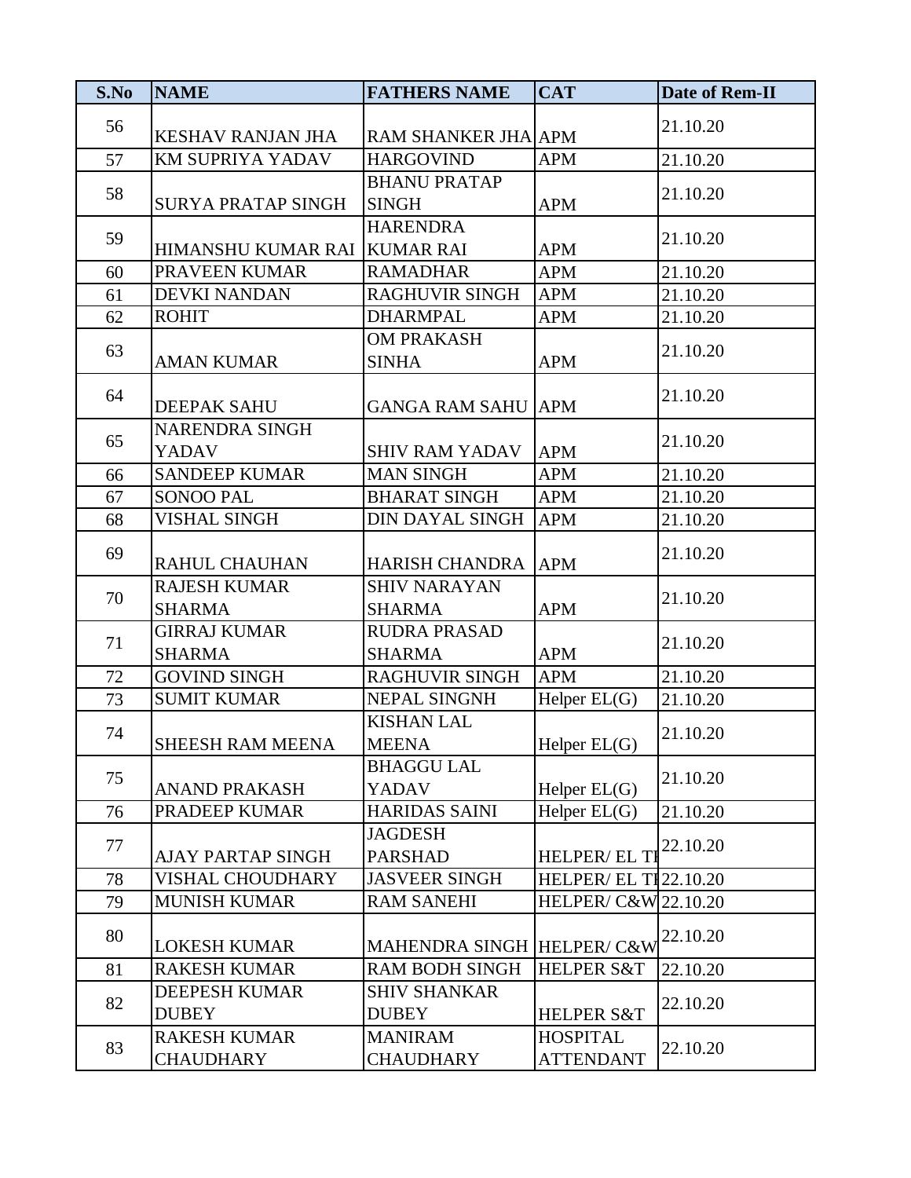| S.No | NAME | FATHERS NAME | CAT | Date of Rem-II |
|---|---|---|---|---|
| 56 | KESHAV RANJAN JHA | RAM SHANKER JHA | APM | 21.10.20 |
| 57 | KM SUPRIYA YADAV | HARGOVIND | APM | 21.10.20 |
| 58 | SURYA PRATAP SINGH | BHANU PRATAP SINGH | APM | 21.10.20 |
| 59 | HIMANSHU KUMAR RAI | HARENDRA KUMAR RAI | APM | 21.10.20 |
| 60 | PRAVEEN KUMAR | RAMADHAR | APM | 21.10.20 |
| 61 | DEVKI NANDAN | RAGHUVIR SINGH | APM | 21.10.20 |
| 62 | ROHIT | DHARMPAL | APM | 21.10.20 |
| 63 | AMAN KUMAR | OM PRAKASH SINHA | APM | 21.10.20 |
| 64 | DEEPAK SAHU | GANGA RAM SAHU | APM | 21.10.20 |
| 65 | NARENDRA SINGH YADAV | SHIV RAM YADAV | APM | 21.10.20 |
| 66 | SANDEEP KUMAR | MAN SINGH | APM | 21.10.20 |
| 67 | SONOO PAL | BHARAT SINGH | APM | 21.10.20 |
| 68 | VISHAL SINGH | DIN DAYAL SINGH | APM | 21.10.20 |
| 69 | RAHUL CHAUHAN | HARISH CHANDRA | APM | 21.10.20 |
| 70 | RAJESH KUMAR SHARMA | SHIV NARAYAN SHARMA | APM | 21.10.20 |
| 71 | GIRRAJ KUMAR SHARMA | RUDRA PRASAD SHARMA | APM | 21.10.20 |
| 72 | GOVIND SINGH | RAGHUVIR SINGH | APM | 21.10.20 |
| 73 | SUMIT KUMAR | NEPAL SINGNH | Helper EL(G) | 21.10.20 |
| 74 | SHEESH RAM MEENA | KISHAN LAL MEENA | Helper EL(G) | 21.10.20 |
| 75 | ANAND PRAKASH | BHAGGU LAL YADAV | Helper EL(G) | 21.10.20 |
| 76 | PRADEEP KUMAR | HARIDAS SAINI | Helper EL(G) | 21.10.20 |
| 77 | AJAY PARTAP SINGH | JAGDESH PARSHAD | HELPER/ EL TI | 22.10.20 |
| 78 | VISHAL CHOUDHARY | JASVEER SINGH | HELPER/ EL TI | 22.10.20 |
| 79 | MUNISH KUMAR | RAM SANEHI | HELPER/ C&W | 22.10.20 |
| 80 | LOKESH KUMAR | MAHENDRA SINGH | HELPER/ C&W | 22.10.20 |
| 81 | RAKESH KUMAR | RAM BODH SINGH | HELPER S&T | 22.10.20 |
| 82 | DEEPESH KUMAR DUBEY | SHIV SHANKAR DUBEY | HELPER S&T | 22.10.20 |
| 83 | RAKESH KUMAR CHAUDHARY | MANIRAM CHAUDHARY | HOSPITAL ATTENDANT | 22.10.20 |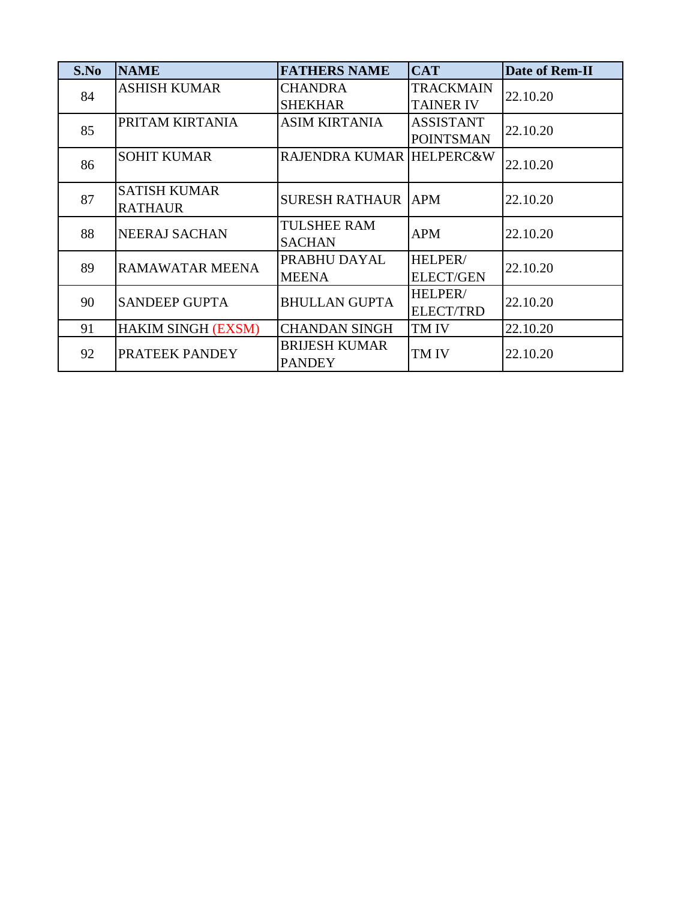| S.No | NAME | FATHERS NAME | CAT | Date of Rem-II |
|---|---|---|---|---|
| 84 | ASHISH KUMAR | CHANDRA SHEKHAR | TRACKMAINTAINER IV | 22.10.20 |
| 85 | PRITAM KIRTANIA | ASIM KIRTANIA | ASSISTANT POINTSMAN | 22.10.20 |
| 86 | SOHIT KUMAR | RAJENDRA KUMAR | HELPERC&W | 22.10.20 |
| 87 | SATISH KUMAR RATHAUR | SURESH RATHAUR | APM | 22.10.20 |
| 88 | NEERAJ SACHAN | TULSHEE RAM SACHAN | APM | 22.10.20 |
| 89 | RAMAWATAR MEENA | PRABHU DAYAL MEENA | HELPER/ ELECT/GEN | 22.10.20 |
| 90 | SANDEEP GUPTA | BHULLAN GUPTA | HELPER/ ELECT/TRD | 22.10.20 |
| 91 | HAKIM SINGH (EXSM) | CHANDAN SINGH | TM IV | 22.10.20 |
| 92 | PRATEEK PANDEY | BRIJESH KUMAR PANDEY | TM IV | 22.10.20 |